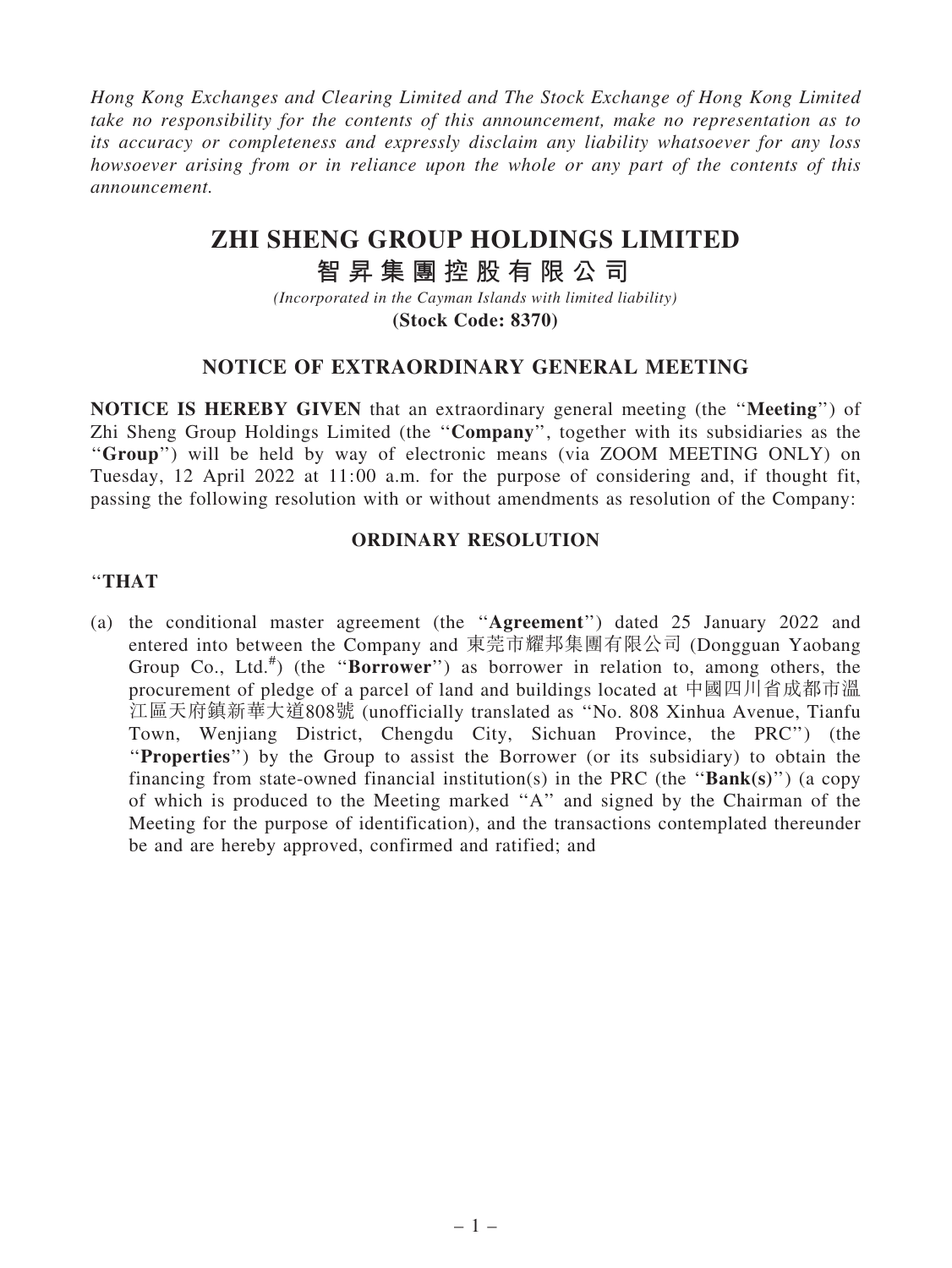*Hong Kong Exchanges and Clearing Limited and The Stock Exchange of Hong Kong Limited take no responsibility for the contents of this announcement, make no representation as to its accuracy or completeness and expressly disclaim any liability whatsoever for any loss howsoever arising from or in reliance upon the whole or any part of the contents of this announcement.*

# ZHI SHENG GROUP HOLDINGS LIMITED

# 智昇集團控股有限公司

*(Incorporated in the Cayman Islands with limited liability)*

**(Stock Code: 8370)**

## NOTICE OF EXTRAORDINARY GENERAL MEETING

**NOTICE IS HEREBY GIVEN** that an extraordinary general meeting (the ''**Meeting**'') of Zhi Sheng Group Holdings Limited (the ''**Company**'', together with its subsidiaries as the ''**Group**'') will be held by way of electronic means (via ZOOM MEETING ONLY) on Tuesday, 12 April 2022 at 11:00 a.m. for the purpose of considering and, if thought fit, passing the following resolution with or without amendments as resolution of the Company:

### ORDINARY RESOLUTION

''**THAT**

(a) the conditional master agreement (the ''**Agreement**'') dated 25 January 2022 and entered into between the Company and 東莞市耀邦集團有限公司 (Dongguan Yaobang Group Co., Ltd.[#]) (the ''**Borrower**'') as borrower in relation to, among others, the procurement of pledge of a parcel of land and buildings located at 中國四川省成都市溫江區天府鎮新華大道808號 (unofficially translated as ''No. 808 Xinhua Avenue, Tianfu Town, Wenjiang District, Chengdu City, Sichuan Province, the PRC'') (the ''**Properties**'') by the Group to assist the Borrower (or its subsidiary) to obtain the financing from state-owned financial institution(s) in the PRC (the ''**Bank(s)**'') (a copy of which is produced to the Meeting marked ''A'' and signed by the Chairman of the Meeting for the purpose of identification), and the transactions contemplated thereunder be and are hereby approved, confirmed and ratified; and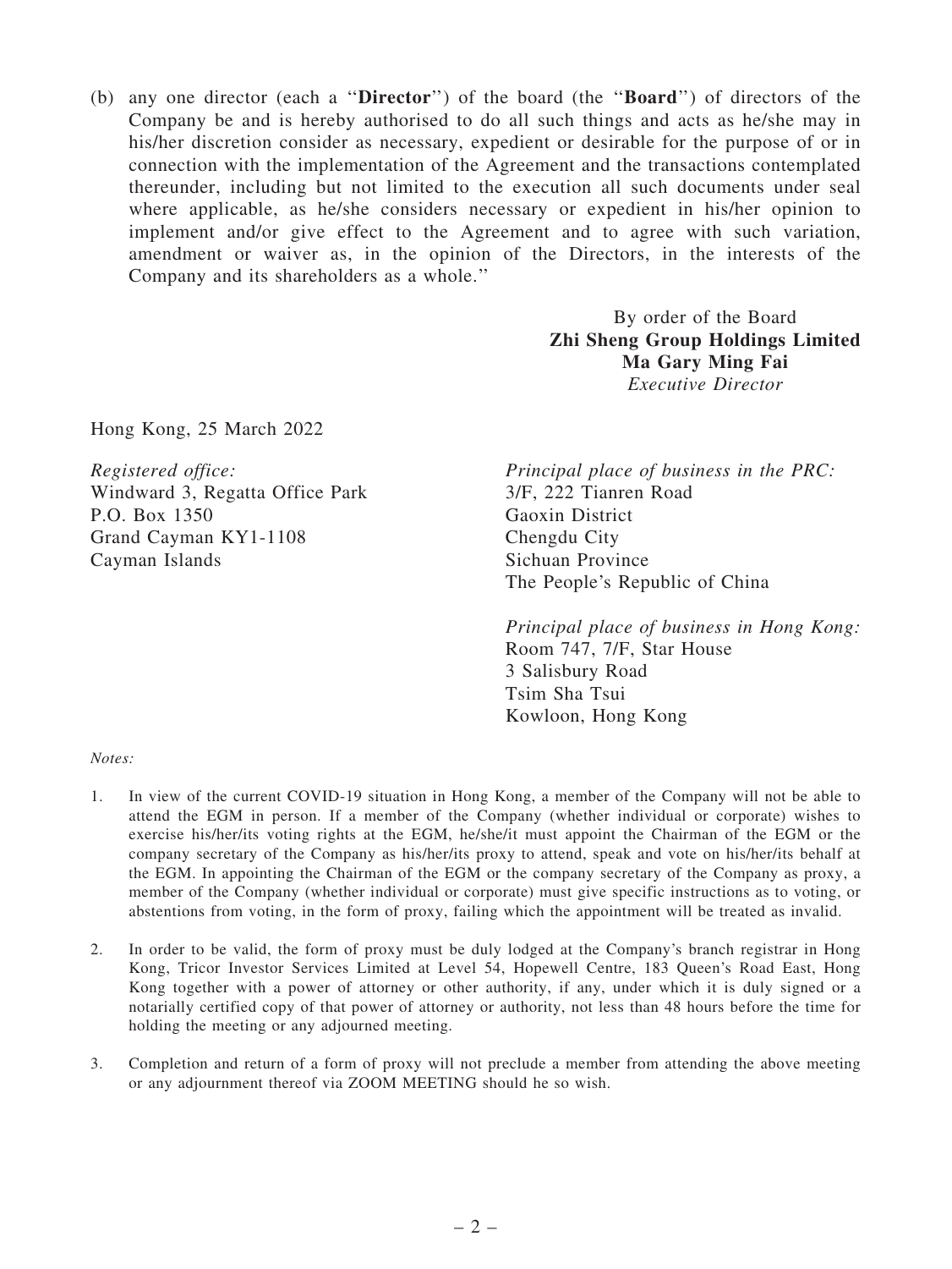(b) any one director (each a "**Director**") of the board (the "**Board**") of directors of the Company be and is hereby authorised to do all such things and acts as he/she may in his/her discretion consider as necessary, expedient or desirable for the purpose of or in connection with the implementation of the Agreement and the transactions contemplated thereunder, including but not limited to the execution all such documents under seal where applicable, as he/she considers necessary or expedient in his/her opinion to implement and/or give effect to the Agreement and to agree with such variation, amendment or waiver as, in the opinion of the Directors, in the interests of the Company and its shareholders as a whole."

By order of the Board
**Zhi Sheng Group Holdings Limited**
**Ma Gary Ming Fai**
*Executive Director*

Hong Kong, 25 March 2022

*Registered office:*
Windward 3, Regatta Office Park
P.O. Box 1350
Grand Cayman KY1-1108
Cayman Islands

*Principal place of business in the PRC:*
3/F, 222 Tianren Road
Gaoxin District
Chengdu City
Sichuan Province
The People's Republic of China

*Principal place of business in Hong Kong:*
Room 747, 7/F, Star House
3 Salisbury Road
Tsim Sha Tsui
Kowloon, Hong Kong

*Notes:*

1. In view of the current COVID-19 situation in Hong Kong, a member of the Company will not be able to attend the EGM in person. If a member of the Company (whether individual or corporate) wishes to exercise his/her/its voting rights at the EGM, he/she/it must appoint the Chairman of the EGM or the company secretary of the Company as his/her/its proxy to attend, speak and vote on his/her/its behalf at the EGM. In appointing the Chairman of the EGM or the company secretary of the Company as proxy, a member of the Company (whether individual or corporate) must give specific instructions as to voting, or abstentions from voting, in the form of proxy, failing which the appointment will be treated as invalid.

2. In order to be valid, the form of proxy must be duly lodged at the Company's branch registrar in Hong Kong, Tricor Investor Services Limited at Level 54, Hopewell Centre, 183 Queen's Road East, Hong Kong together with a power of attorney or other authority, if any, under which it is duly signed or a notarially certified copy of that power of attorney or authority, not less than 48 hours before the time for holding the meeting or any adjourned meeting.

3. Completion and return of a form of proxy will not preclude a member from attending the above meeting or any adjournment thereof via ZOOM MEETING should he so wish.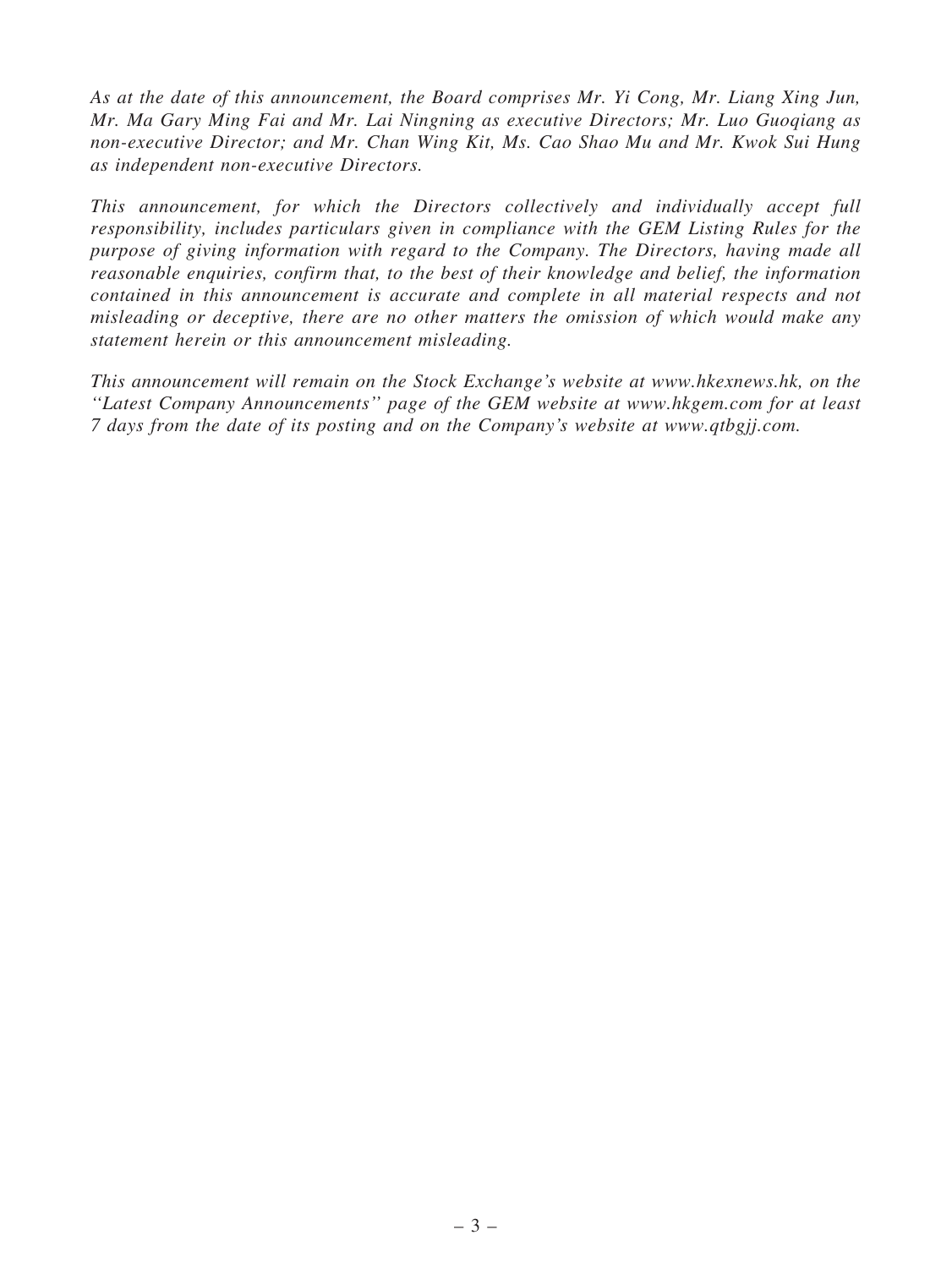*As at the date of this announcement, the Board comprises Mr. Yi Cong, Mr. Liang Xing Jun, Mr. Ma Gary Ming Fai and Mr. Lai Ningning as executive Directors; Mr. Luo Guoqiang as non-executive Director; and Mr. Chan Wing Kit, Ms. Cao Shao Mu and Mr. Kwok Sui Hung as independent non-executive Directors.*

*This announcement, for which the Directors collectively and individually accept full responsibility, includes particulars given in compliance with the GEM Listing Rules for the purpose of giving information with regard to the Company. The Directors, having made all reasonable enquiries, confirm that, to the best of their knowledge and belief, the information contained in this announcement is accurate and complete in all material respects and not misleading or deceptive, there are no other matters the omission of which would make any statement herein or this announcement misleading.*

*This announcement will remain on the Stock Exchange's website at www.hkexnews.hk, on the ''Latest Company Announcements'' page of the GEM website at www.hkgem.com for at least 7 days from the date of its posting and on the Company's website at www.qtbgjj.com.*